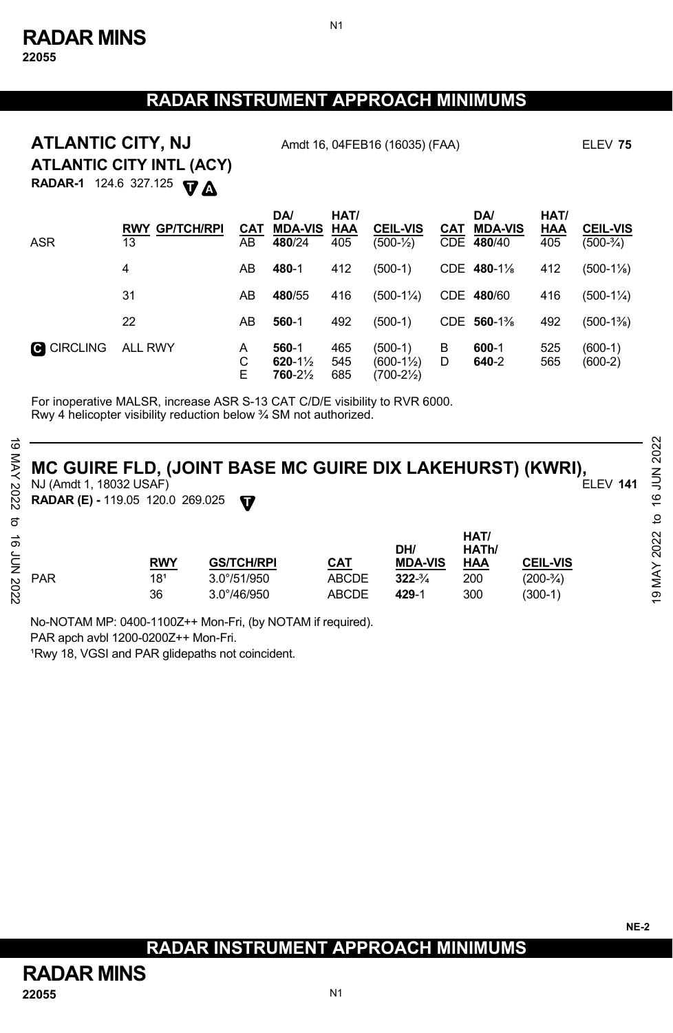# RADAR INSTRUMENT APPROACH MINIMUMS

## ATLANTIC CITY, NJ

Amdt 16, 04FEB16 (16035) (FAA) ELEV **75**

### ATLANTIC CITY INTL (ACY)

**RADAR-1** 124.6 327.125 T A

| | RWY GP/TCH/RPI | CAT | DA/ MDA-VIS | HAT/ HAA | CEIL-VIS | CAT | DA/ MDA-VIS | HAT/ HAA | CEIL-VIS |
|---|---|---|---|---|---|---|---|---|---|
| ASR | 13 | AB | **480**/24 | 405 | (500-½) | CDE | **480**/40 | 405 | (500-¾) |
| | 4 | AB | **480**-1 | 412 | (500-1) | CDE | **480**-1⅛ | 412 | (500-1⅛) |
| | 31 | AB | **480**/55 | 416 | (500-1¼) | CDE | **480**/60 | 416 | (500-1¼) |
| | 22 | AB | **560**-1 | 492 | (500-1) | CDE | **560**-1⅜ | 492 | (500-1⅜) |
| C CIRCLING | ALL RWY | A | **560**-1 | 465 | (500-1) | B | **600**-1 | 525 | (600-1) |
| | | C | **620**-1½ | 545 | (600-1½) | D | **640**-2 | 565 | (600-2) |
| | | E | **760**-2½ | 685 | (700-2½) | | | | |

For inoperative MALSR, increase ASR S-13 CAT C/D/E visibility to RVR 6000.
Rwy 4 helicopter visibility reduction below ¾ SM not authorized.

## MC GUIRE FLD, (JOINT BASE MC GUIRE DIX LAKEHURST) (KWRI),

NJ (Amdt 1, 18032 USAF) ELEV **141**

**RADAR (E) -** 119.05 120.0 269.025 T

| | RWY | GS/TCH/RPI | CAT | DH/ MDA-VIS | HAT/ HATh/ HAA | CEIL-VIS |
|---|---|---|---|---|---|---|
| PAR | 18[1] | 3.0°/51/950 | ABCDE | **322**-¾ | 200 | (200-¾) |
| | 36 | 3.0°/46/950 | ABCDE | **429**-1 | 300 | (300-1) |

No-NOTAM MP: 0400-1100Z++ Mon-Fri, (by NOTAM if required).
PAR apch avbl 1200-0200Z++ Mon-Fri.
[1]Rwy 18, VGSI and PAR glidepaths not coincident.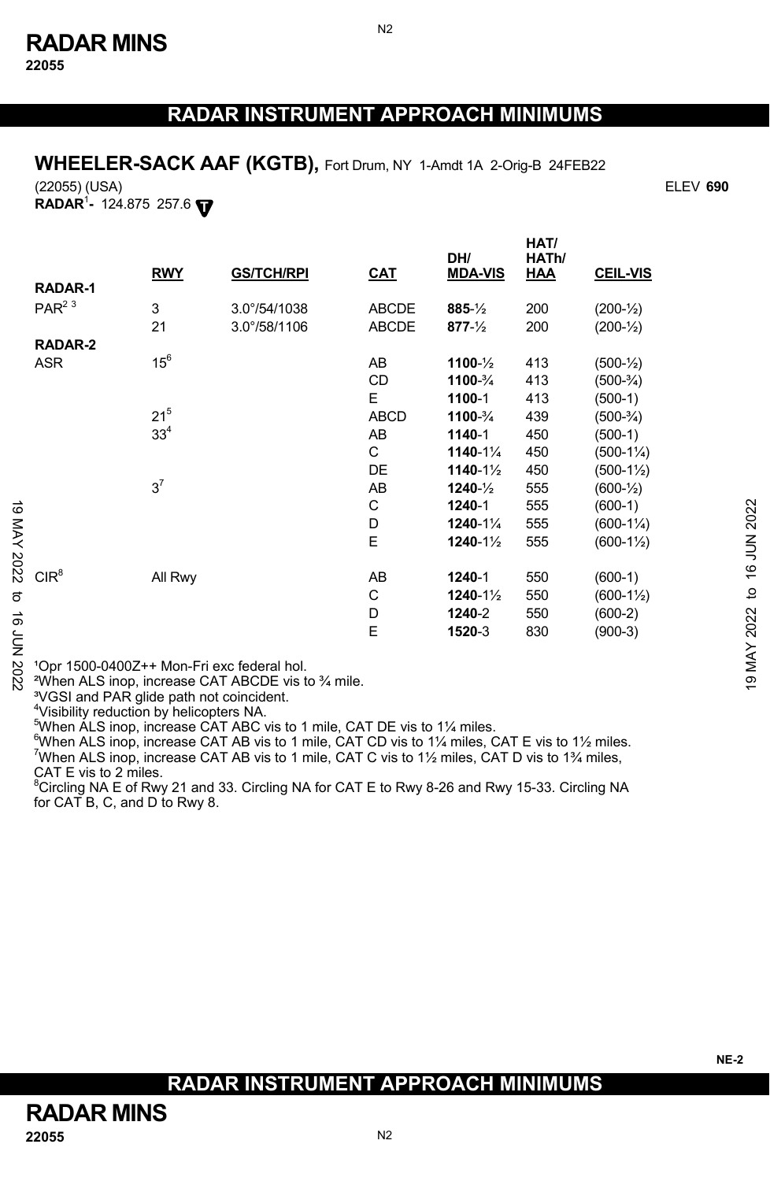# RADAR INSTRUMENT APPROACH MINIMUMS

## WHEELER-SACK AAF (KGTB), Fort Drum, NY 1-Amdt 1A 2-Orig-B 24FEB22

(22055) (USA) ELEV **690**

**RADAR**[1]**-** 124.875 257.6 T

| | RWY | GS/TCH/RPI | CAT | DH/ MDA-VIS | HAT/ HATh/ HAA | CEIL-VIS |
|---|---|---|---|---|---|---|
| **RADAR-1** | | | | | | |
| PAR[2 3] | 3 | 3.0°/54/1038 | ABCDE | **885**-½ | 200 | (200-½) |
| | 21 | 3.0°/58/1106 | ABCDE | **877**-½ | 200 | (200-½) |
| **RADAR-2** | | | | | | |
| ASR | 15[6] | | AB | **1100**-½ | 413 | (500-½) |
| | | | CD | **1100**-¾ | 413 | (500-¾) |
| | | | E | **1100**-1 | 413 | (500-1) |
| | 21[5] | | ABCD | **1100**-¾ | 439 | (500-¾) |
| | 33[4] | | AB | **1140**-1 | 450 | (500-1) |
| | | | C | **1140**-1¼ | 450 | (500-1¼) |
| | | | DE | **1140**-1½ | 450 | (500-1½) |
| | 3[7] | | AB | **1240**-½ | 555 | (600-½) |
| | | | C | **1240**-1 | 555 | (600-1) |
| | | | D | **1240**-1¼ | 555 | (600-1¼) |
| | | | E | **1240**-1½ | 555 | (600-1½) |
| CIR[8] | All Rwy | | AB | **1240**-1 | 550 | (600-1) |
| | | | C | **1240**-1½ | 550 | (600-1½) |
| | | | D | **1240**-2 | 550 | (600-2) |
| | | | E | **1520**-3 | 830 | (900-3) |

[1]Opr 1500-0400Z++ Mon-Fri exc federal hol.
[2]When ALS inop, increase CAT ABCDE vis to ¾ mile.
[3]VGSI and PAR glide path not coincident.
[4]Visibility reduction by helicopters NA.
[5]When ALS inop, increase CAT ABC vis to 1 mile, CAT DE vis to 1¼ miles.
[6]When ALS inop, increase CAT AB vis to 1 mile, CAT CD vis to 1¼ miles, CAT E vis to 1½ miles.
[7]When ALS inop, increase CAT AB vis to 1 mile, CAT C vis to 1½ miles, CAT D vis to 1¾ miles, CAT E vis to 2 miles.
[8]Circling NA E of Rwy 21 and 33. Circling NA for CAT E to Rwy 8-26 and Rwy 15-33. Circling NA for CAT B, C, and D to Rwy 8.